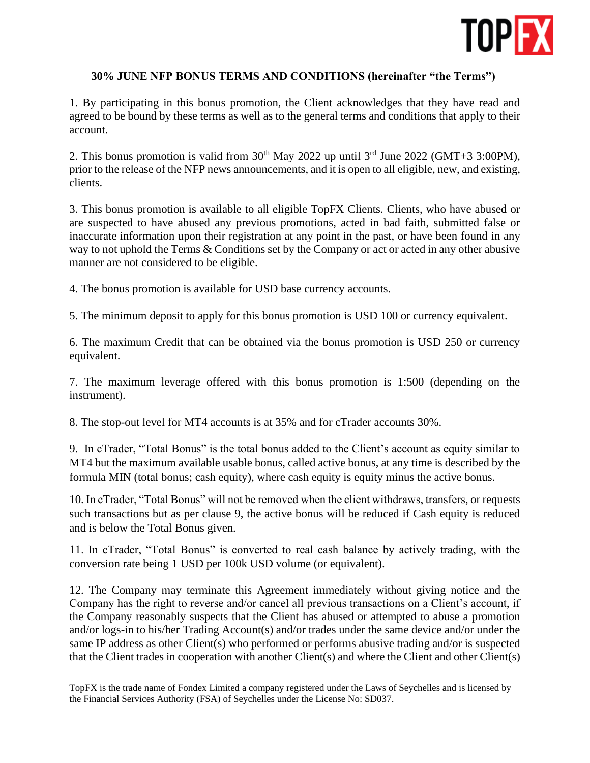**30% JUNE NFP BONUS TERMS AND CONDITIONS (hereinafter "the Terms")**

1. By participating in this bonus promotion, the Client acknowledges that they have read and agreed to be bound by these terms as well as to the general terms and conditions that apply to their account.

2. This bonus promotion is valid from 30th May 2022 up until 3rd June 2022 (GMT+3 3:00PM), prior to the release of the NFP news announcements, and it is open to all eligible, new, and existing, clients.

3. This bonus promotion is available to all eligible TopFX Clients. Clients, who have abused or are suspected to have abused any previous promotions, acted in bad faith, submitted false or inaccurate information upon their registration at any point in the past, or have been found in any way to not uphold the Terms & Conditions set by the Company or act or acted in any other abusive manner are not considered to be eligible.

4. The bonus promotion is available for USD base currency accounts.

5. The minimum deposit to apply for this bonus promotion is USD 100 or currency equivalent.

6. The maximum Credit that can be obtained via the bonus promotion is USD 250 or currency equivalent.

7. The maximum leverage offered with this bonus promotion is 1:500 (depending on the instrument).

8. The stop-out level for MT4 accounts is at 35% and for cTrader accounts 30%.

9. In cTrader, "Total Bonus" is the total bonus added to the Client's account as equity similar to MT4 but the maximum available usable bonus, called active bonus, at any time is described by the formula MIN (total bonus; cash equity), where cash equity is equity minus the active bonus.

10. In cTrader, "Total Bonus" will not be removed when the client withdraws, transfers, or requests such transactions but as per clause 9, the active bonus will be reduced if Cash equity is reduced and is below the Total Bonus given.

11. In cTrader, "Total Bonus" is converted to real cash balance by actively trading, with the conversion rate being 1 USD per 100k USD volume (or equivalent).

12. The Company may terminate this Agreement immediately without giving notice and the Company has the right to reverse and/or cancel all previous transactions on a Client's account, if the Company reasonably suspects that the Client has abused or attempted to abuse a promotion and/or logs-in to his/her Trading Account(s) and/or trades under the same device and/or under the same IP address as other Client(s) who performed or performs abusive trading and/or is suspected that the Client trades in cooperation with another Client(s) and where the Client and other Client(s)

TopFX is the trade name of Fondex Limited a company registered under the Laws of Seychelles and is licensed by the Financial Services Authority (FSA) of Seychelles under the License No: SD037.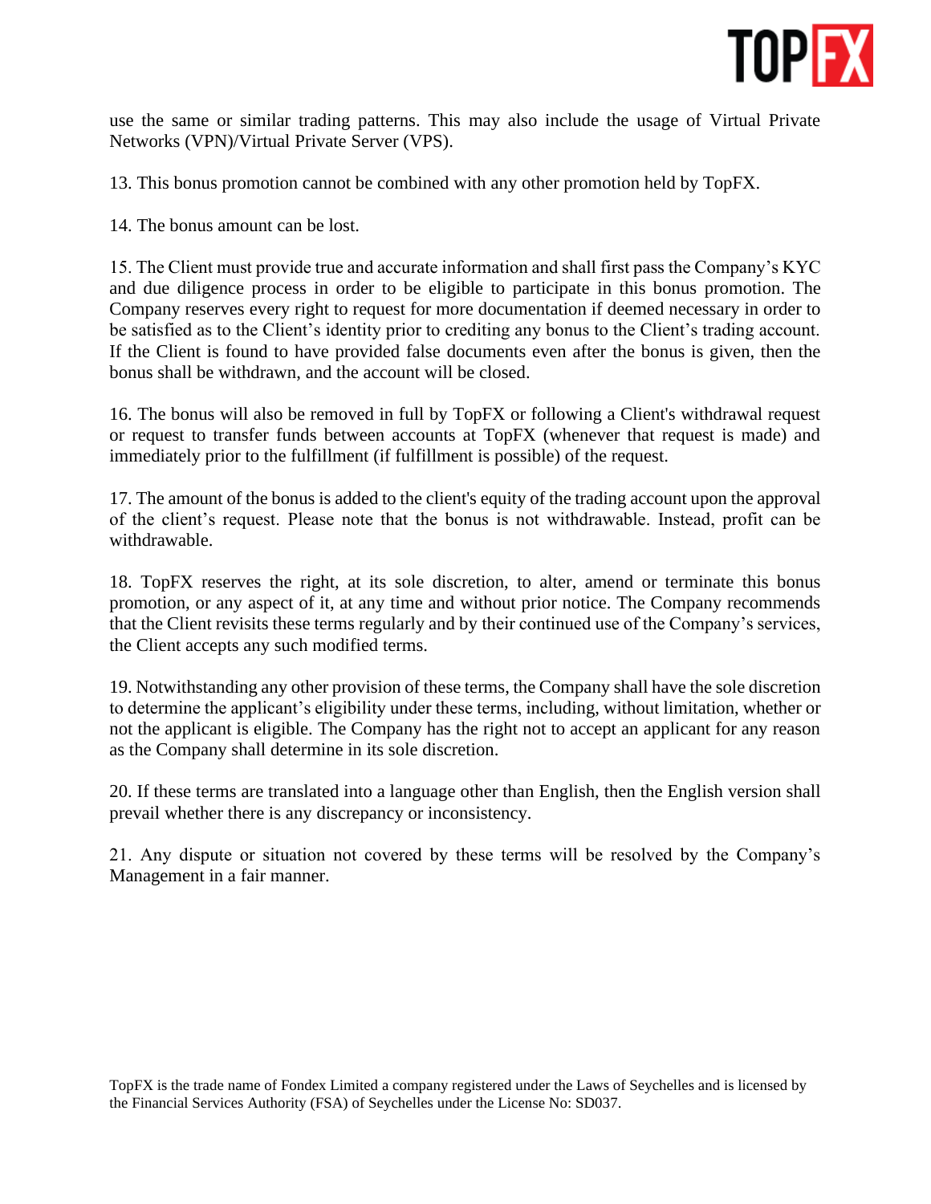use the same or similar trading patterns. This may also include the usage of Virtual Private Networks (VPN)/Virtual Private Server (VPS).

13. This bonus promotion cannot be combined with any other promotion held by TopFX.

14. The bonus amount can be lost.

15. The Client must provide true and accurate information and shall first pass the Company's KYC and due diligence process in order to be eligible to participate in this bonus promotion. The Company reserves every right to request for more documentation if deemed necessary in order to be satisfied as to the Client's identity prior to crediting any bonus to the Client's trading account. If the Client is found to have provided false documents even after the bonus is given, then the bonus shall be withdrawn, and the account will be closed.

16. The bonus will also be removed in full by TopFX or following a Client's withdrawal request or request to transfer funds between accounts at TopFX (whenever that request is made) and immediately prior to the fulfillment (if fulfillment is possible) of the request.

17. The amount of the bonus is added to the client's equity of the trading account upon the approval of the client's request. Please note that the bonus is not withdrawable. Instead, profit can be withdrawable.

18. TopFX reserves the right, at its sole discretion, to alter, amend or terminate this bonus promotion, or any aspect of it, at any time and without prior notice. The Company recommends that the Client revisits these terms regularly and by their continued use of the Company's services, the Client accepts any such modified terms.

19. Notwithstanding any other provision of these terms, the Company shall have the sole discretion to determine the applicant's eligibility under these terms, including, without limitation, whether or not the applicant is eligible. The Company has the right not to accept an applicant for any reason as the Company shall determine in its sole discretion.

20. If these terms are translated into a language other than English, then the English version shall prevail whether there is any discrepancy or inconsistency.

21. Any dispute or situation not covered by these terms will be resolved by the Company's Management in a fair manner.